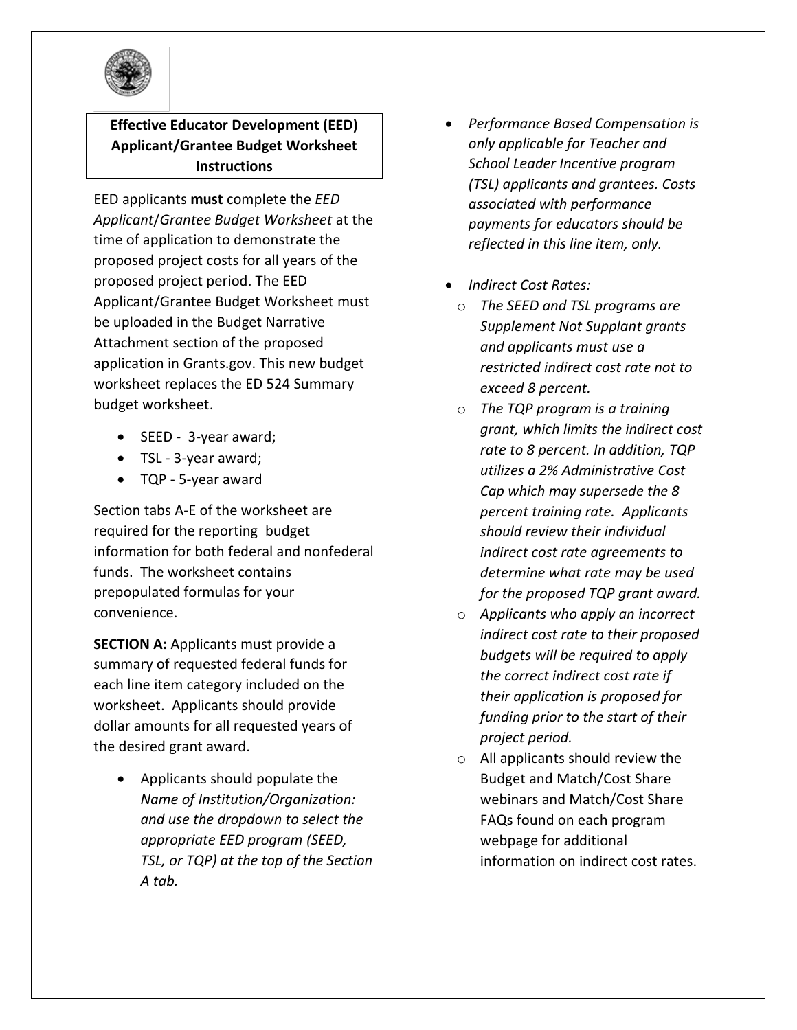**Effective Educator Development (EED) Applicant/Grantee Budget Worksheet Instructions**

EED applicants **must** complete the *EED Applicant/Grantee Budget Worksheet* at the time of application to demonstrate the proposed project costs for all years of the proposed project period. The EED Applicant/Grantee Budget Worksheet must be uploaded in the Budget Narrative Attachment section of the proposed application in Grants.gov. This new budget worksheet replaces the ED 524 Summary budget worksheet.

- SEED - 3-year award;
- TSL - 3-year award;
- TQP - 5-year award

Section tabs A-E of the worksheet are required for the reporting budget information for both federal and nonfederal funds. The worksheet contains prepopulated formulas for your convenience.

**SECTION A:** Applicants must provide a summary of requested federal funds for each line item category included on the worksheet. Applicants should provide dollar amounts for all requested years of the desired grant award.

- Applicants should populate the *Name of Institution/Organization: and use the dropdown to select the appropriate EED program (SEED, TSL, or TQP) at the top of the Section A tab.*
- *Performance Based Compensation is only applicable for Teacher and School Leader Incentive program (TSL) applicants and grantees. Costs associated with performance payments for educators should be reflected in this line item, only.*
- *Indirect Cost Rates:*
  - *The SEED and TSL programs are Supplement Not Supplant grants and applicants must use a restricted indirect cost rate not to exceed 8 percent.*
  - *The TQP program is a training grant, which limits the indirect cost rate to 8 percent. In addition, TQP utilizes a 2% Administrative Cost Cap which may supersede the 8 percent training rate. Applicants should review their individual indirect cost rate agreements to determine what rate may be used for the proposed TQP grant award.*
  - *Applicants who apply an incorrect indirect cost rate to their proposed budgets will be required to apply the correct indirect cost rate if their application is proposed for funding prior to the start of their project period.*
  - All applicants should review the Budget and Match/Cost Share webinars and Match/Cost Share FAQs found on each program webpage for additional information on indirect cost rates.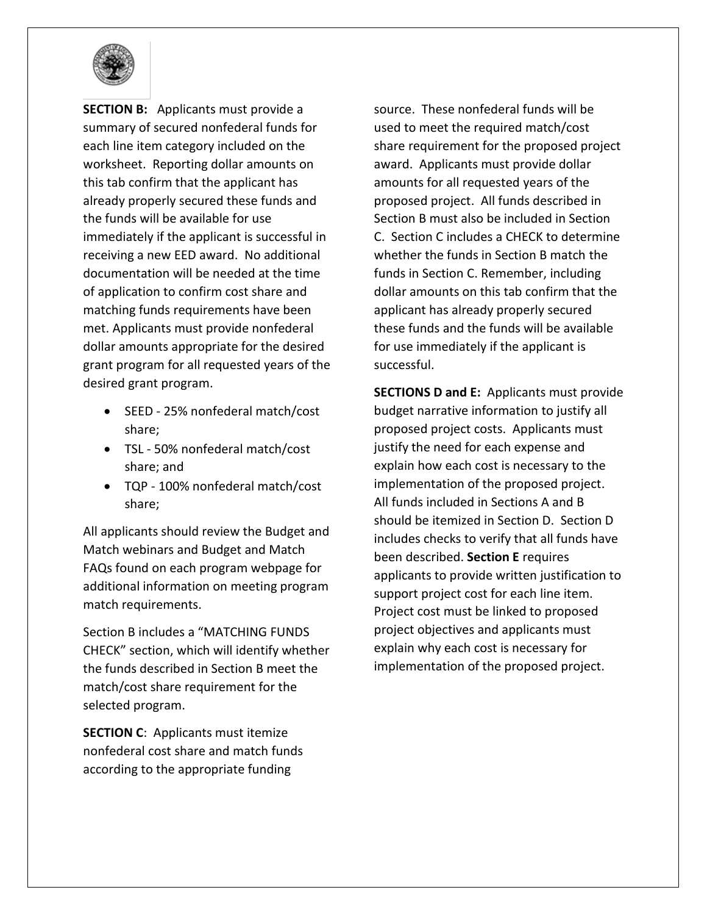**SECTION B:** Applicants must provide a summary of secured nonfederal funds for each line item category included on the worksheet. Reporting dollar amounts on this tab confirm that the applicant has already properly secured these funds and the funds will be available for use immediately if the applicant is successful in receiving a new EED award. No additional documentation will be needed at the time of application to confirm cost share and matching funds requirements have been met. Applicants must provide nonfederal dollar amounts appropriate for the desired grant program for all requested years of the desired grant program.

- SEED - 25% nonfederal match/cost share;
- TSL - 50% nonfederal match/cost share; and
- TQP - 100% nonfederal match/cost share;

All applicants should review the Budget and Match webinars and Budget and Match FAQs found on each program webpage for additional information on meeting program match requirements.

Section B includes a "MATCHING FUNDS CHECK" section, which will identify whether the funds described in Section B meet the match/cost share requirement for the selected program.

**SECTION C**: Applicants must itemize nonfederal cost share and match funds according to the appropriate funding source. These nonfederal funds will be used to meet the required match/cost share requirement for the proposed project award. Applicants must provide dollar amounts for all requested years of the proposed project. All funds described in Section B must also be included in Section C. Section C includes a CHECK to determine whether the funds in Section B match the funds in Section C. Remember, including dollar amounts on this tab confirm that the applicant has already properly secured these funds and the funds will be available for use immediately if the applicant is successful.

**SECTIONS D and E:** Applicants must provide budget narrative information to justify all proposed project costs. Applicants must justify the need for each expense and explain how each cost is necessary to the implementation of the proposed project. All funds included in Sections A and B should be itemized in Section D. Section D includes checks to verify that all funds have been described. **Section E** requires applicants to provide written justification to support project cost for each line item. Project cost must be linked to proposed project objectives and applicants must explain why each cost is necessary for implementation of the proposed project.